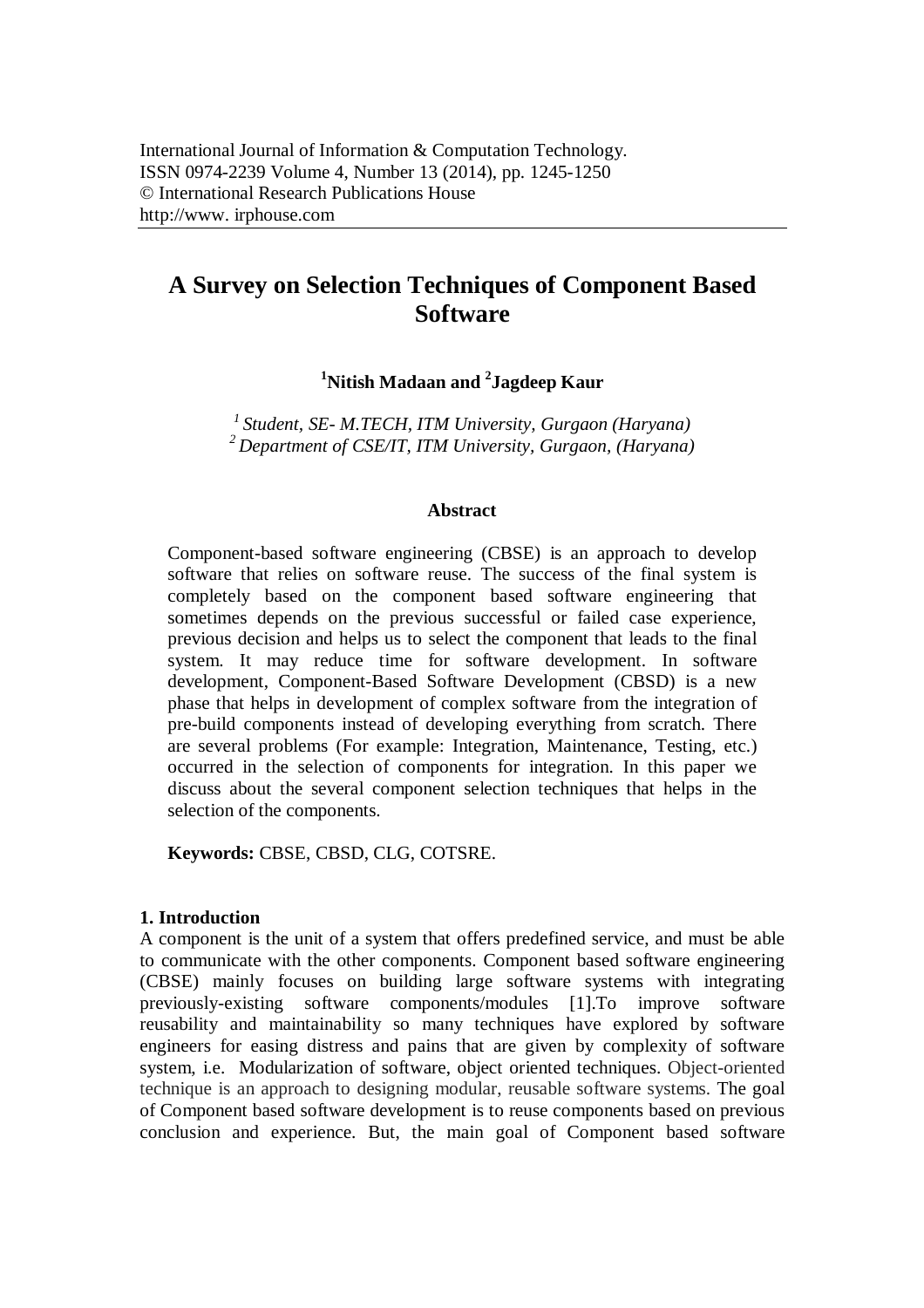# A Survey on Selection Techniques of Component Based Software

**[1]Nitish Madaan and [2]Jagdeep Kaur**

*[1] Student, SE- M.TECH, ITM University, Gurgaon (Haryana)*
*[2] Department of CSE/IT, ITM University, Gurgaon, (Haryana)*

## Abstract

Component-based software engineering (CBSE) is an approach to develop software that relies on software reuse. The success of the final system is completely based on the component based software engineering that sometimes depends on the previous successful or failed case experience, previous decision and helps us to select the component that leads to the final system. It may reduce time for software development. In software development, Component-Based Software Development (CBSD) is a new phase that helps in development of complex software from the integration of pre-build components instead of developing everything from scratch. There are several problems (For example: Integration, Maintenance, Testing, etc.) occurred in the selection of components for integration. In this paper we discuss about the several component selection techniques that helps in the selection of the components.

**Keywords:** CBSE, CBSD, CLG, COTSRE.

## 1. Introduction

A component is the unit of a system that offers predefined service, and must be able to communicate with the other components. Component based software engineering (CBSE) mainly focuses on building large software systems with integrating previously-existing software components/modules [1].To improve software reusability and maintainability so many techniques have explored by software engineers for easing distress and pains that are given by complexity of software system, i.e. Modularization of software, object oriented techniques. Object-oriented technique is an approach to designing modular, reusable software systems. The goal of Component based software development is to reuse components based on previous conclusion and experience. But, the main goal of Component based software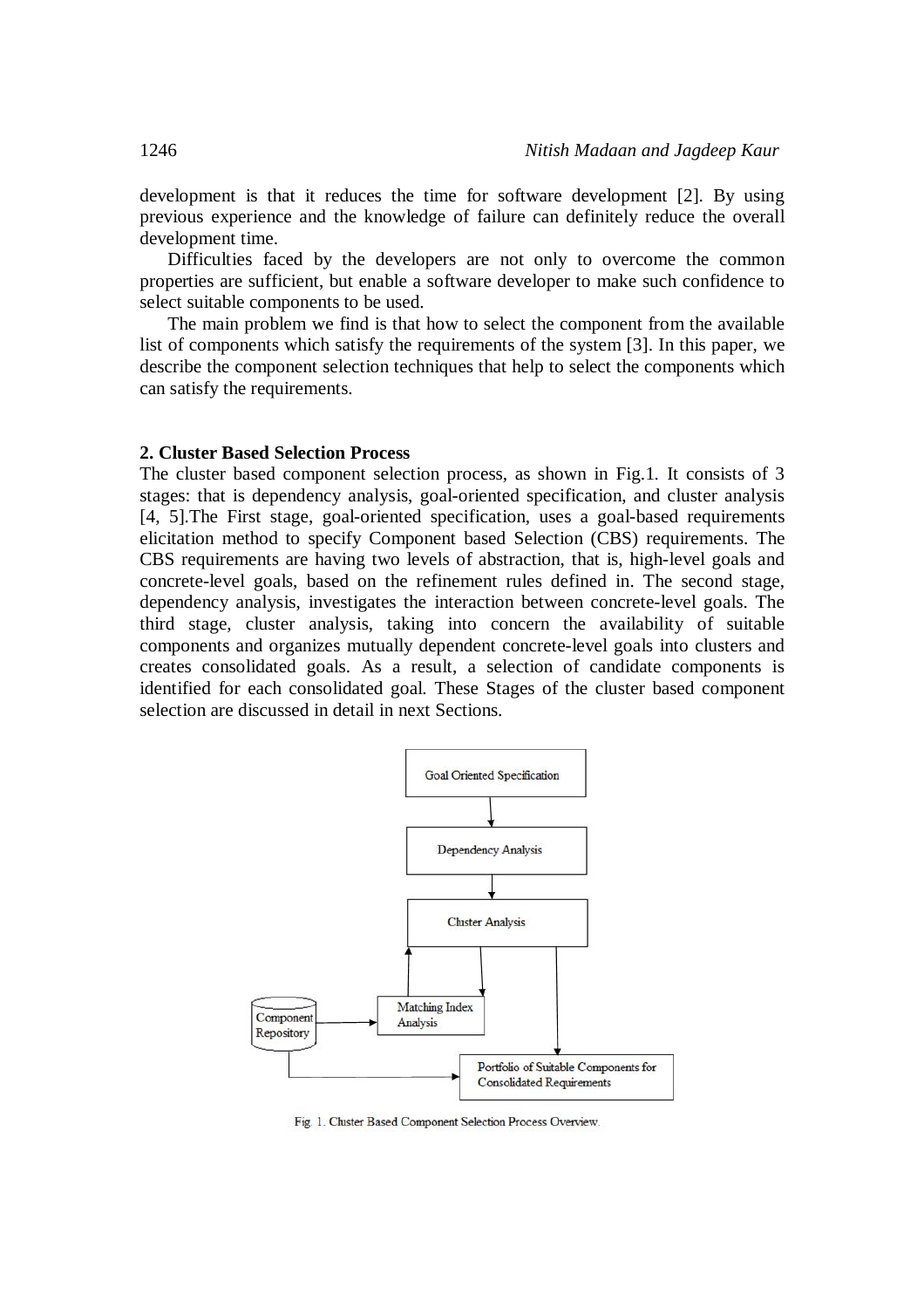development is that it reduces the time for software development [2]. By using previous experience and the knowledge of failure can definitely reduce the overall development time.

Difficulties faced by the developers are not only to overcome the common properties are sufficient, but enable a software developer to make such confidence to select suitable components to be used.

The main problem we find is that how to select the component from the available list of components which satisfy the requirements of the system [3]. In this paper, we describe the component selection techniques that help to select the components which can satisfy the requirements.

## 2. Cluster Based Selection Process

The cluster based component selection process, as shown in Fig.1. It consists of 3 stages: that is dependency analysis, goal-oriented specification, and cluster analysis [4, 5].The First stage, goal-oriented specification, uses a goal-based requirements elicitation method to specify Component based Selection (CBS) requirements. The CBS requirements are having two levels of abstraction, that is, high-level goals and concrete-level goals, based on the refinement rules defined in. The second stage, dependency analysis, investigates the interaction between concrete-level goals. The third stage, cluster analysis, taking into concern the availability of suitable components and organizes mutually dependent concrete-level goals into clusters and creates consolidated goals. As a result, a selection of candidate components is identified for each consolidated goal. These Stages of the cluster based component selection are discussed in detail in next Sections.

Fig. 1. Cluster Based Component Selection Process Overview.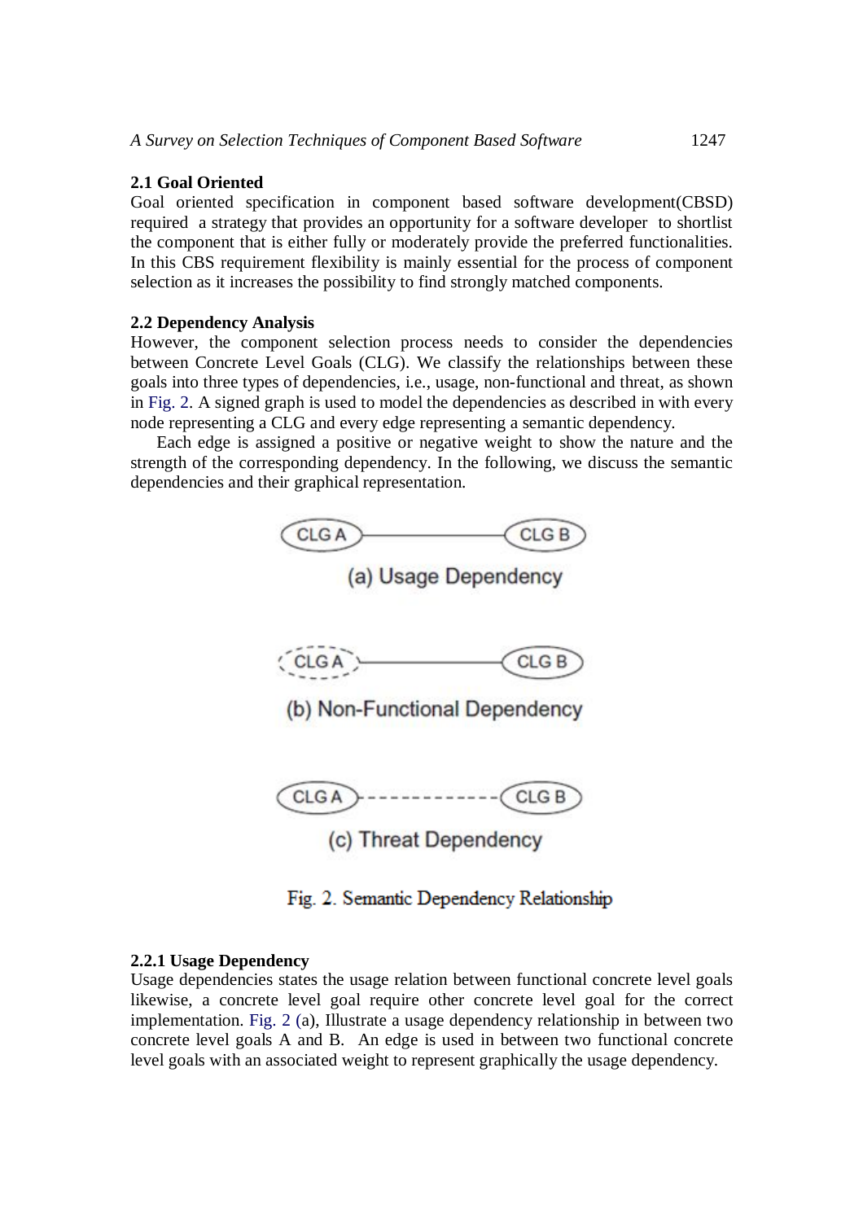### 2.1 Goal Oriented

Goal oriented specification in component based software development(CBSD) required a strategy that provides an opportunity for a software developer to shortlist the component that is either fully or moderately provide the preferred functionalities. In this CBS requirement flexibility is mainly essential for the process of component selection as it increases the possibility to find strongly matched components.

### 2.2 Dependency Analysis

However, the component selection process needs to consider the dependencies between Concrete Level Goals (CLG). We classify the relationships between these goals into three types of dependencies, i.e., usage, non-functional and threat, as shown in Fig. 2. A signed graph is used to model the dependencies as described in with every node representing a CLG and every edge representing a semantic dependency.

Each edge is assigned a positive or negative weight to show the nature and the strength of the corresponding dependency. In the following, we discuss the semantic dependencies and their graphical representation.

CLG A — CLG B

(a) Usage Dependency

CLG A — CLG B

(b) Non-Functional Dependency

CLG A - - - - - - CLG B

(c) Threat Dependency

Fig. 2. Semantic Dependency Relationship

#### 2.2.1 Usage Dependency

Usage dependencies states the usage relation between functional concrete level goals likewise, a concrete level goal require other concrete level goal for the correct implementation. Fig. 2 (a), Illustrate a usage dependency relationship in between two concrete level goals A and B. An edge is used in between two functional concrete level goals with an associated weight to represent graphically the usage dependency.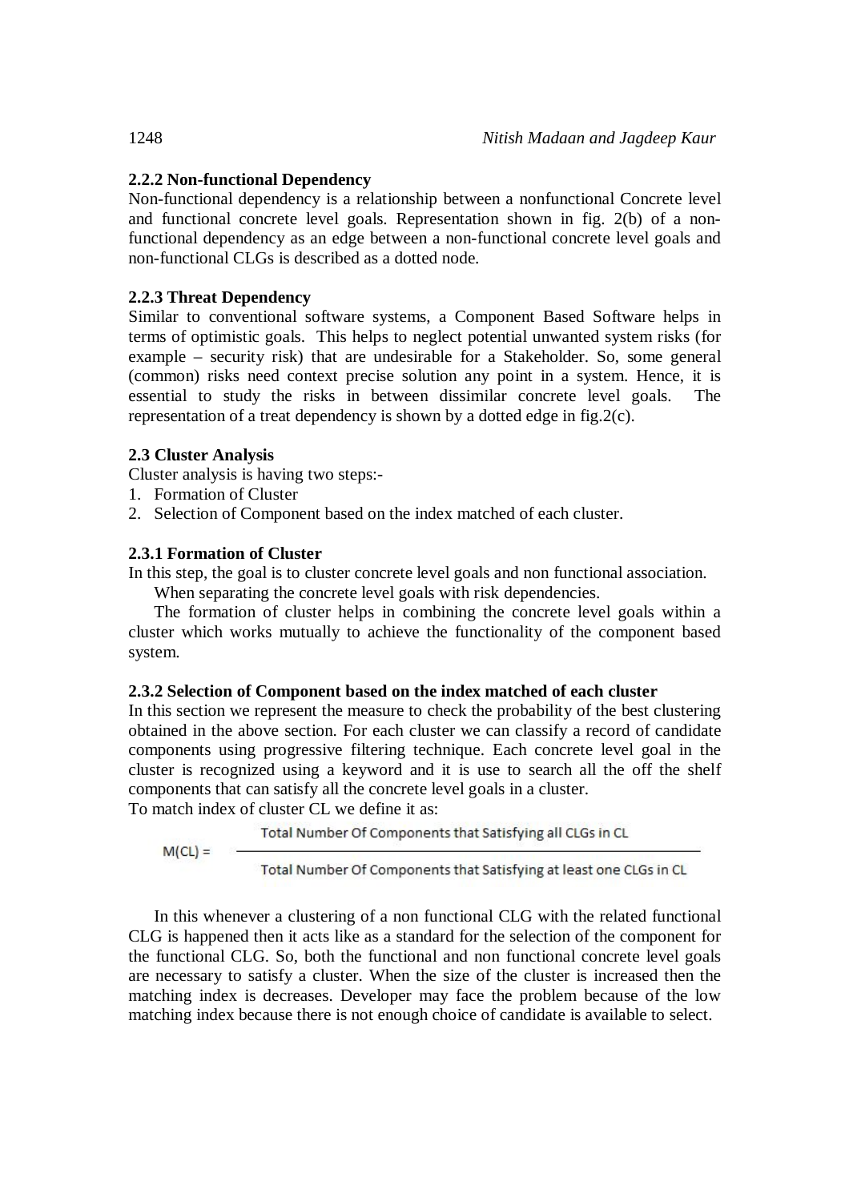### 2.2.2 Non-functional Dependency

Non-functional dependency is a relationship between a nonfunctional Concrete level and functional concrete level goals. Representation shown in fig. 2(b) of a non-functional dependency as an edge between a non-functional concrete level goals and non-functional CLGs is described as a dotted node.

### 2.2.3 Threat Dependency

Similar to conventional software systems, a Component Based Software helps in terms of optimistic goals. This helps to neglect potential unwanted system risks (for example – security risk) that are undesirable for a Stakeholder. So, some general (common) risks need context precise solution any point in a system. Hence, it is essential to study the risks in between dissimilar concrete level goals. The representation of a treat dependency is shown by a dotted edge in fig.2(c).

## 2.3 Cluster Analysis

Cluster analysis is having two steps:-

1. Formation of Cluster
2. Selection of Component based on the index matched of each cluster.

### 2.3.1 Formation of Cluster

In this step, the goal is to cluster concrete level goals and non functional association.

When separating the concrete level goals with risk dependencies.

The formation of cluster helps in combining the concrete level goals within a cluster which works mutually to achieve the functionality of the component based system.

### 2.3.2 Selection of Component based on the index matched of each cluster

In this section we represent the measure to check the probability of the best clustering obtained in the above section. For each cluster we can classify a record of candidate components using progressive filtering technique. Each concrete level goal in the cluster is recognized using a keyword and it is use to search all the off the shelf components that can satisfy all the concrete level goals in a cluster.

To match index of cluster CL we define it as:

$$M(CL) = \frac{\text{Total Number Of Components that Satisfying all CLGs in CL}}{\text{Total Number Of Components that Satisfying at least one CLGs in CL}}$$

In this whenever a clustering of a non functional CLG with the related functional CLG is happened then it acts like as a standard for the selection of the component for the functional CLG. So, both the functional and non functional concrete level goals are necessary to satisfy a cluster. When the size of the cluster is increased then the matching index is decreases. Developer may face the problem because of the low matching index because there is not enough choice of candidate is available to select.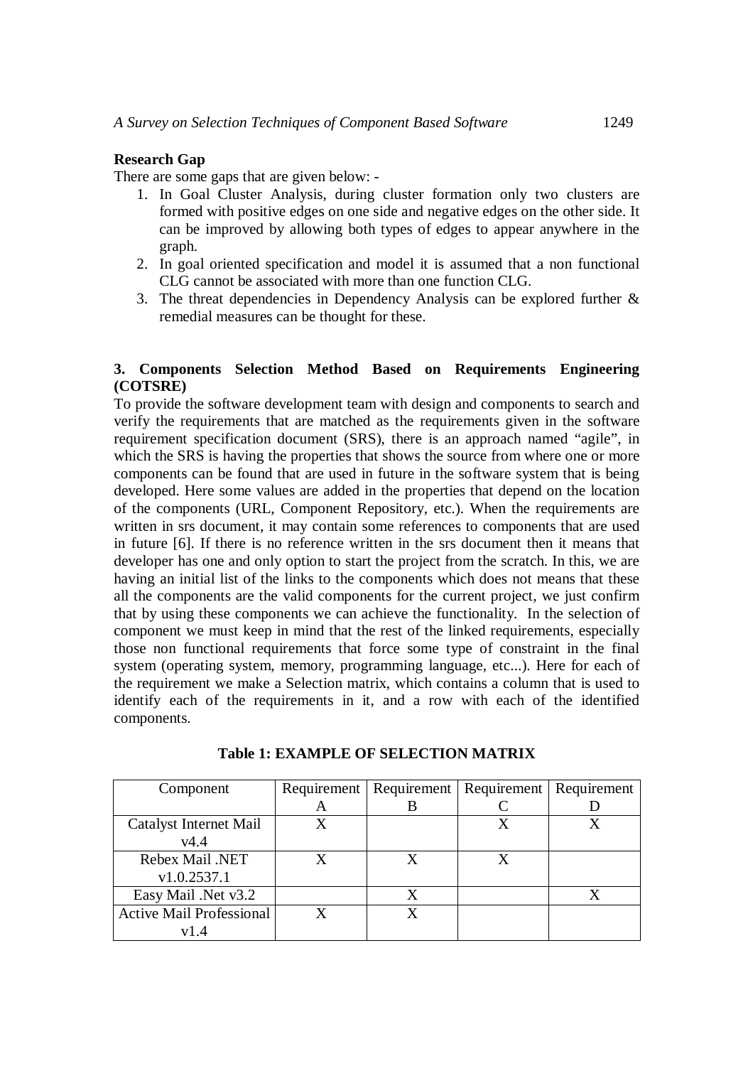**Research Gap**

There are some gaps that are given below: -

1. In Goal Cluster Analysis, during cluster formation only two clusters are formed with positive edges on one side and negative edges on the other side. It can be improved by allowing both types of edges to appear anywhere in the graph.
2. In goal oriented specification and model it is assumed that a non functional CLG cannot be associated with more than one function CLG.
3. The threat dependencies in Dependency Analysis can be explored further & remedial measures can be thought for these.

## 3. Components Selection Method Based on Requirements Engineering (COTSRE)

To provide the software development team with design and components to search and verify the requirements that are matched as the requirements given in the software requirement specification document (SRS), there is an approach named "agile", in which the SRS is having the properties that shows the source from where one or more components can be found that are used in future in the software system that is being developed. Here some values are added in the properties that depend on the location of the components (URL, Component Repository, etc.). When the requirements are written in srs document, it may contain some references to components that are used in future [6]. If there is no reference written in the srs document then it means that developer has one and only option to start the project from the scratch. In this, we are having an initial list of the links to the components which does not means that these all the components are the valid components for the current project, we just confirm that by using these components we can achieve the functionality. In the selection of component we must keep in mind that the rest of the linked requirements, especially those non functional requirements that force some type of constraint in the final system (operating system, memory, programming language, etc...). Here for each of the requirement we make a Selection matrix, which contains a column that is used to identify each of the requirements in it, and a row with each of the identified components.

**Table 1: EXAMPLE OF SELECTION MATRIX**

| Component | Requirement A | Requirement B | Requirement C | Requirement D |
|---|---|---|---|---|
| Catalyst Internet Mail v4.4 | X | | X | X |
| Rebex Mail .NET v1.0.2537.1 | X | X | X | |
| Easy Mail .Net v3.2 | | X | | X |
| Active Mail Professional v1.4 | X | X | | |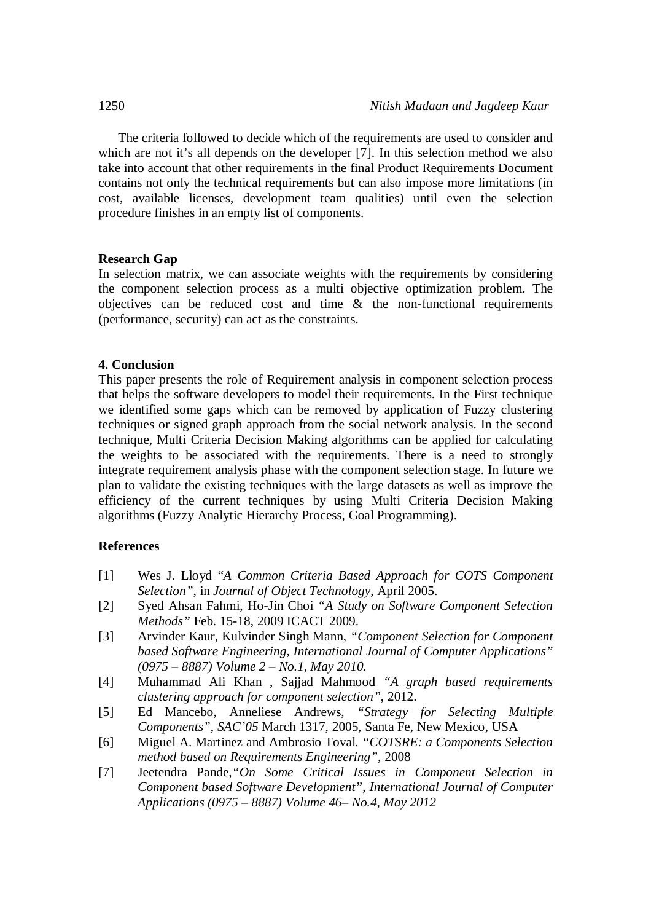The criteria followed to decide which of the requirements are used to consider and which are not it's all depends on the developer [7]. In this selection method we also take into account that other requirements in the final Product Requirements Document contains not only the technical requirements but can also impose more limitations (in cost, available licenses, development team qualities) until even the selection procedure finishes in an empty list of components.

**Research Gap**

In selection matrix, we can associate weights with the requirements by considering the component selection process as a multi objective optimization problem. The objectives can be reduced cost and time & the non-functional requirements (performance, security) can act as the constraints.

## 4. Conclusion

This paper presents the role of Requirement analysis in component selection process that helps the software developers to model their requirements. In the First technique we identified some gaps which can be removed by application of Fuzzy clustering techniques or signed graph approach from the social network analysis. In the second technique, Multi Criteria Decision Making algorithms can be applied for calculating the weights to be associated with the requirements. There is a need to strongly integrate requirement analysis phase with the component selection stage. In future we plan to validate the existing techniques with the large datasets as well as improve the efficiency of the current techniques by using Multi Criteria Decision Making algorithms (Fuzzy Analytic Hierarchy Process, Goal Programming).

## References

[1] Wes J. Lloyd "*A Common Criteria Based Approach for COTS Component Selection*", in *Journal of Object Technology*, April 2005.

[2] Syed Ahsan Fahmi, Ho-Jin Choi *"A Study on Software Component Selection Methods"* Feb. 15-18, 2009 ICACT 2009.

[3] Arvinder Kaur, Kulvinder Singh Mann, *"Component Selection for Component based Software Engineering, International Journal of Computer Applications" (0975 – 8887) Volume 2 – No.1, May 2010.*

[4] Muhammad Ali Khan , Sajjad Mahmood *"A graph based requirements clustering approach for component selection"*, 2012.

[5] Ed Mancebo, Anneliese Andrews, *"Strategy for Selecting Multiple Components", SAC'05* March 1317, 2005, Santa Fe, New Mexico, USA

[6] Miguel A. Martinez and Ambrosio Toval. *"COTSRE: a Components Selection method based on Requirements Engineering"*, 2008

[7] Jeetendra Pande,*"On Some Critical Issues in Component Selection in Component based Software Development", International Journal of Computer Applications (0975 – 8887) Volume 46– No.4, May 2012*